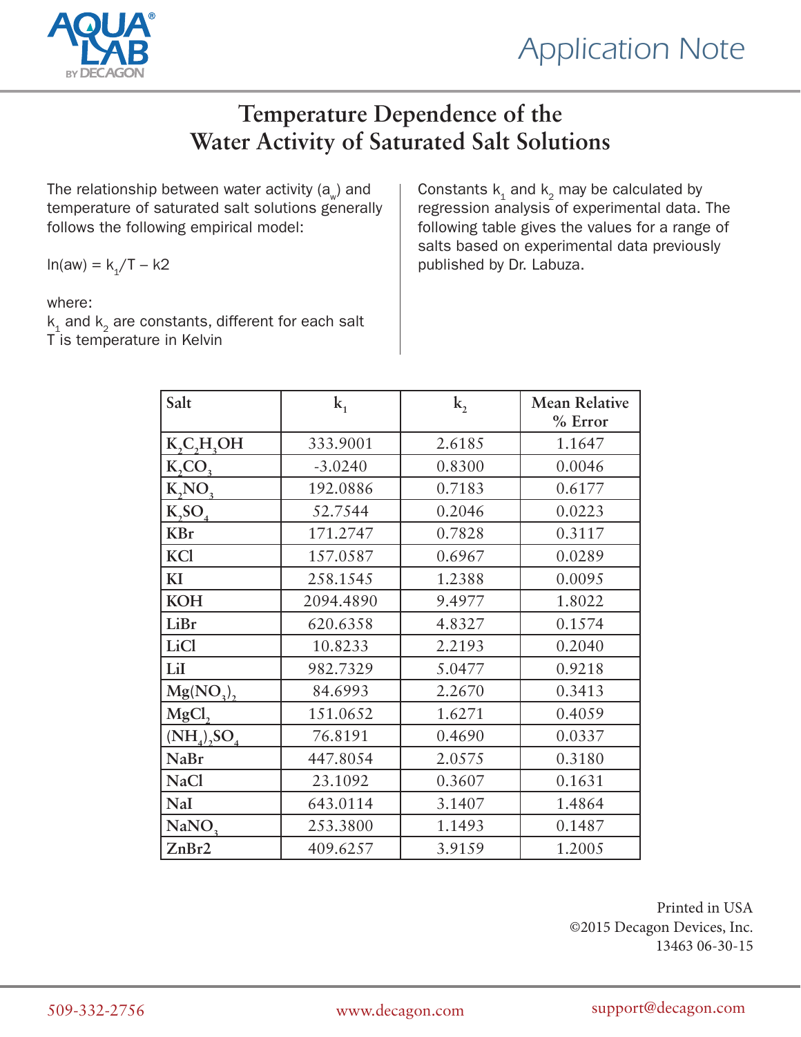Application Note

# Temperature Dependence of the Water Activity of Saturated Salt Solutions

The relationship between water activity ($a_w$) and temperature of saturated salt solutions generally follows the following empirical model:

$$\ln(aw) = k_1/T - k2$$

where:
$k_1$ and $k_2$ are constants, different for each salt
T is temperature in Kelvin

Constants $k_1$ and $k_2$ may be calculated by regression analysis of experimental data. The following table gives the values for a range of salts based on experimental data previously published by Dr. Labuza.

| Salt | $k_1$ | $k_2$ | Mean Relative % Error |
|---|---|---|---|
| $K_2C_2H_3OH$ | 333.9001 | 2.6185 | 1.1647 |
| $K_2CO_3$ | -3.0240 | 0.8300 | 0.0046 |
| $K_2NO_3$ | 192.0886 | 0.7183 | 0.6177 |
| $K_2SO_4$ | 52.7544 | 0.2046 | 0.0223 |
| KBr | 171.2747 | 0.7828 | 0.3117 |
| KCl | 157.0587 | 0.6967 | 0.0289 |
| KI | 258.1545 | 1.2388 | 0.0095 |
| KOH | 2094.4890 | 9.4977 | 1.8022 |
| LiBr | 620.6358 | 4.8327 | 0.1574 |
| LiCl | 10.8233 | 2.2193 | 0.2040 |
| LiI | 982.7329 | 5.0477 | 0.9218 |
| $Mg(NO_3)_2$ | 84.6993 | 2.2670 | 0.3413 |
| $MgCl_2$ | 151.0652 | 1.6271 | 0.4059 |
| $(NH_4)_2SO_4$ | 76.8191 | 0.4690 | 0.0337 |
| NaBr | 447.8054 | 2.0575 | 0.3180 |
| NaCl | 23.1092 | 0.3607 | 0.1631 |
| NaI | 643.0114 | 3.1407 | 1.4864 |
| $NaNO_3$ | 253.3800 | 1.1493 | 0.1487 |
| ZnBr2 | 409.6257 | 3.9159 | 1.2005 |

Printed in USA
©2015 Decagon Devices, Inc.
13463 06-30-15

509-332-2756 www.decagon.com support@decagon.com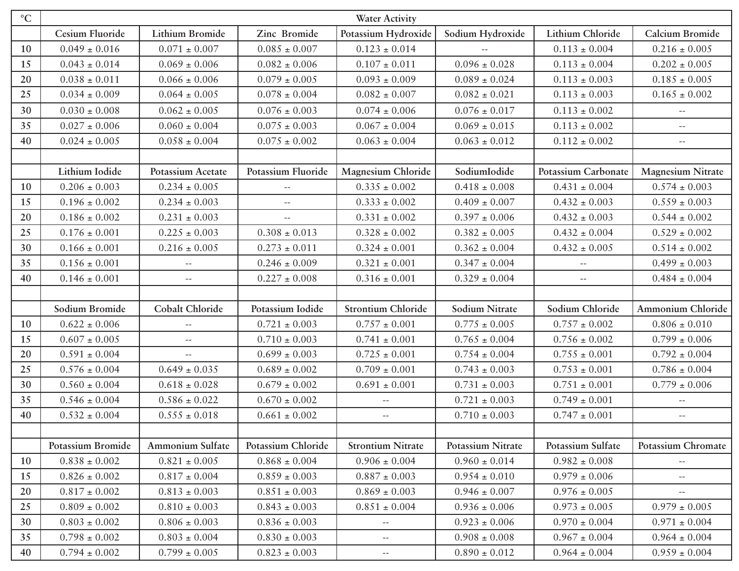| °C | Water Activity | | | | | | |
|---|---|---|---|---|---|---|---|
| | Cesium Fluoride | Lithium Bromide | Zinc Bromide | Potassium Hydroxide | Sodium Hydroxide | Lithium Chloride | Calcium Bromide |
| 10 | 0.049 ± 0.016 | 0.071 ± 0.007 | 0.085 ± 0.007 | 0.123 ± 0.014 | -- | 0.113 ± 0.004 | 0.216 ± 0.005 |
| 15 | 0.043 ± 0.014 | 0.069 ± 0.006 | 0.082 ± 0.006 | 0.107 ± 0.011 | 0.096 ± 0.028 | 0.113 ± 0.004 | 0.202 ± 0.005 |
| 20 | 0.038 ± 0.011 | 0.066 ± 0.006 | 0.079 ± 0.005 | 0.093 ± 0.009 | 0.089 ± 0.024 | 0.113 ± 0.003 | 0.185 ± 0.005 |
| 25 | 0.034 ± 0.009 | 0.064 ± 0.005 | 0.078 ± 0.004 | 0.082 ± 0.007 | 0.082 ± 0.021 | 0.113 ± 0.003 | 0.165 ± 0.002 |
| 30 | 0.030 ± 0.008 | 0.062 ± 0.005 | 0.076 ± 0.003 | 0.074 ± 0.006 | 0.076 ± 0.017 | 0.113 ± 0.002 | -- |
| 35 | 0.027 ± 0.006 | 0.060 ± 0.004 | 0.075 ± 0.003 | 0.067 ± 0.004 | 0.069 ± 0.015 | 0.113 ± 0.002 | -- |
| 40 | 0.024 ± 0.005 | 0.058 ± 0.004 | 0.075 ± 0.002 | 0.063 ± 0.004 | 0.063 ± 0.012 | 0.112 ± 0.002 | -- |
| | | | | | | | |
| | Lithium Iodide | Potassium Acetate | Potassium Fluoride | Magnesium Chloride | SodiumIodide | Potassium Carbonate | Magnesium Nitrate |
| 10 | 0.206 ± 0.003 | 0.234 ± 0.005 | -- | 0.335 ± 0.002 | 0.418 ± 0.008 | 0.431 ± 0.004 | 0.574 ± 0.003 |
| 15 | 0.196 ± 0.002 | 0.234 ± 0.003 | -- | 0.333 ± 0.002 | 0.409 ± 0.007 | 0.432 ± 0.003 | 0.559 ± 0.003 |
| 20 | 0.186 ± 0.002 | 0.231 ± 0.003 | -- | 0.331 ± 0.002 | 0.397 ± 0.006 | 0.432 ± 0.003 | 0.544 ± 0.002 |
| 25 | 0.176 ± 0.001 | 0.225 ± 0.003 | 0.308 ± 0.013 | 0.328 ± 0.002 | 0.382 ± 0.005 | 0.432 ± 0.004 | 0.529 ± 0.002 |
| 30 | 0.166 ± 0.001 | 0.216 ± 0.005 | 0.273 ± 0.011 | 0.324 ± 0.001 | 0.362 ± 0.004 | 0.432 ± 0.005 | 0.514 ± 0.002 |
| 35 | 0.156 ± 0.001 | -- | 0.246 ± 0.009 | 0.321 ± 0.001 | 0.347 ± 0.004 | -- | 0.499 ± 0.003 |
| 40 | 0.146 ± 0.001 | -- | 0.227 ± 0.008 | 0.316 ± 0.001 | 0.329 ± 0.004 | -- | 0.484 ± 0.004 |
| | | | | | | | |
| | Sodium Bromide | Cobalt Chloride | Potassium Iodide | Strontium Chloride | Sodium Nitrate | Sodium Chloride | Ammonium Chloride |
| 10 | 0.622 ± 0.006 | -- | 0.721 ± 0.003 | 0.757 ± 0.001 | 0.775 ± 0.005 | 0.757 ± 0.002 | 0.806 ± 0.010 |
| 15 | 0.607 ± 0.005 | -- | 0.710 ± 0.003 | 0.741 ± 0.001 | 0.765 ± 0.004 | 0.756 ± 0.002 | 0.799 ± 0.006 |
| 20 | 0.591 ± 0.004 | -- | 0.699 ± 0.003 | 0.725 ± 0.001 | 0.754 ± 0.004 | 0.755 ± 0.001 | 0.792 ± 0.004 |
| 25 | 0.576 ± 0.004 | 0.649 ± 0.035 | 0.689 ± 0.002 | 0.709 ± 0.001 | 0.743 ± 0.003 | 0.753 ± 0.001 | 0.786 ± 0.004 |
| 30 | 0.560 ± 0.004 | 0.618 ± 0.028 | 0.679 ± 0.002 | 0.691 ± 0.001 | 0.731 ± 0.003 | 0.751 ± 0.001 | 0.779 ± 0.006 |
| 35 | 0.546 ± 0.004 | 0.586 ± 0.022 | 0.670 ± 0.002 | -- | 0.721 ± 0.003 | 0.749 ± 0.001 | -- |
| 40 | 0.532 ± 0.004 | 0.555 ± 0.018 | 0.661 ± 0.002 | -- | 0.710 ± 0.003 | 0.747 ± 0.001 | -- |
| | | | | | | | |
| | Potassium Bromide | Ammonium Sulfate | Potassium Chloride | Strontium Nitrate | Potassium Nitrate | Potassium Sulfate | Potassium Chromate |
| 10 | 0.838 ± 0.002 | 0.821 ± 0.005 | 0.868 ± 0.004 | 0.906 ± 0.004 | 0.960 ± 0.014 | 0.982 ± 0.008 | -- |
| 15 | 0.826 ± 0.002 | 0.817 ± 0.004 | 0.859 ± 0.003 | 0.887 ± 0.003 | 0.954 ± 0.010 | 0.979 ± 0.006 | -- |
| 20 | 0.817 ± 0.002 | 0.813 ± 0.003 | 0.851 ± 0.003 | 0.869 ± 0.003 | 0.946 ± 0.007 | 0.976 ± 0.005 | -- |
| 25 | 0.809 ± 0.002 | 0.810 ± 0.003 | 0.843 ± 0.003 | 0.851 ± 0.004 | 0.936 ± 0.006 | 0.973 ± 0.005 | 0.979 ± 0.005 |
| 30 | 0.803 ± 0.002 | 0.806 ± 0.003 | 0.836 ± 0.003 | -- | 0.923 ± 0.006 | 0.970 ± 0.004 | 0.971 ± 0.004 |
| 35 | 0.798 ± 0.002 | 0.803 ± 0.004 | 0.830 ± 0.003 | -- | 0.908 ± 0.008 | 0.967 ± 0.004 | 0.964 ± 0.004 |
| 40 | 0.794 ± 0.002 | 0.799 ± 0.005 | 0.823 ± 0.003 | -- | 0.890 ± 0.012 | 0.964 ± 0.004 | 0.959 ± 0.004 |